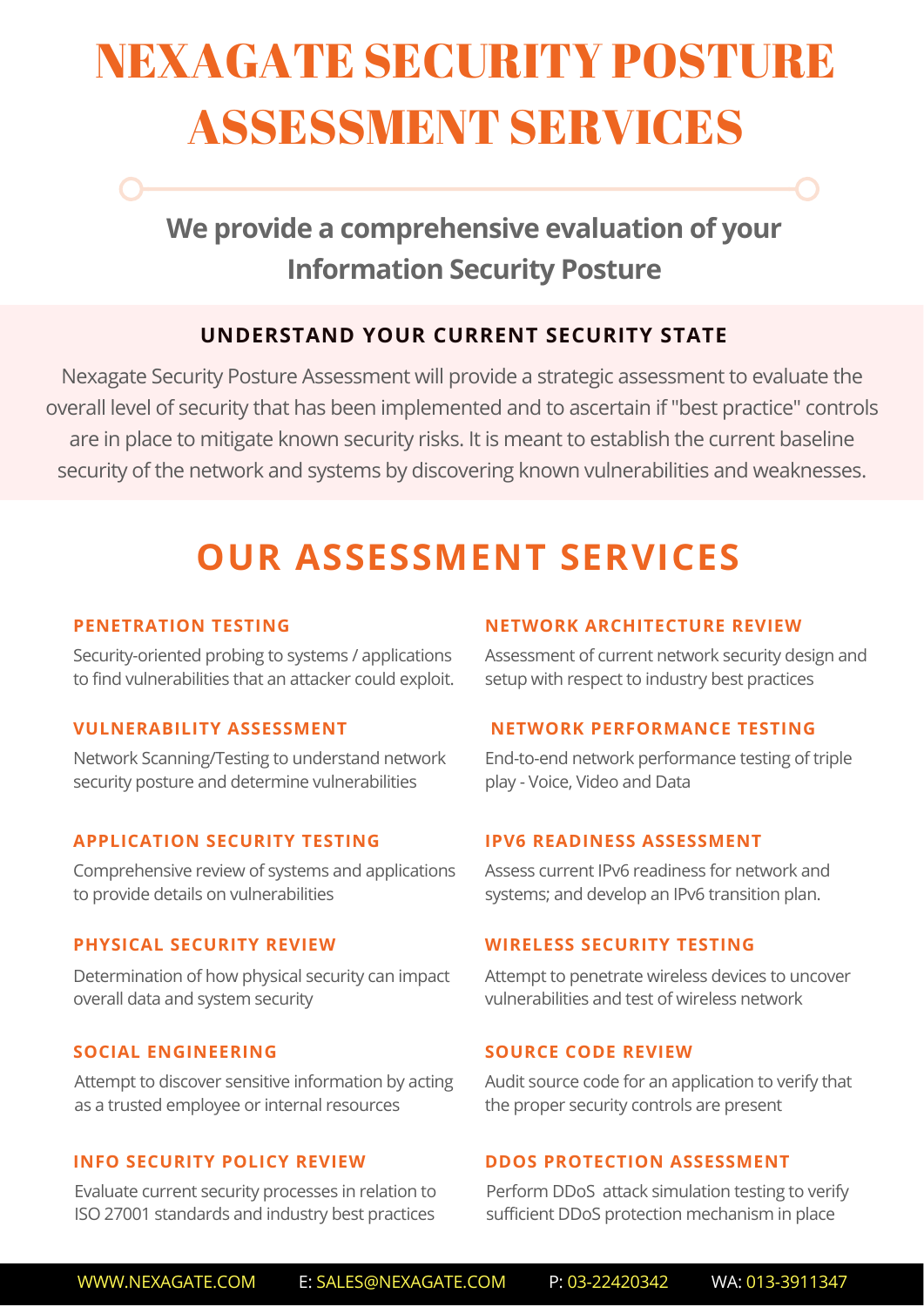# NEXAGATE SECURITY POSTURE ASSESSMENT SERVICES

**We provide a comprehensive evaluation of your Information Security Posture**

## UNDERSTAND YOUR CURRENT SECURITY STATE

Nexagate Security Posture Assessment will provide a strategic assessment to evaluate the overall level of security that has been implemented and to ascertain if "best practice" controls are in place to mitigate known security risks. It is meant to establish the current baseline security of the network and systems by discovering known vulnerabilities and weaknesses.

## OUR ASSESSMENT SERVICES

### PENETRATION TESTING

Security-oriented probing to systems / applications to find vulnerabilities that an attacker could exploit.

### VULNERABILITY ASSESSMENT

Network Scanning/Testing to understand network security posture and determine vulnerabilities

### APPLICATION SECURITY TESTING

Comprehensive review of systems and applications to provide details on vulnerabilities

### PHYSICAL SECURITY REVIEW

Determination of how physical security can impact overall data and system security

### SOCIAL ENGINEERING

Attempt to discover sensitive information by acting as a trusted employee or internal resources

### INFO SECURITY POLICY REVIEW

Evaluate current security processes in relation to ISO 27001 standards and industry best practices

### NETWORK ARCHITECTURE REVIEW

Assessment of current network security design and setup with respect to industry best practices

### NETWORK PERFORMANCE TESTING

End-to-end network performance testing of triple play - Voice, Video and Data

### IPV6 READINESS ASSESSMENT

Assess current IPv6 readiness for network and systems; and develop an IPv6 transition plan.

### WIRELESS SECURITY TESTING

Attempt to penetrate wireless devices to uncover vulnerabilities and test of wireless network

### SOURCE CODE REVIEW

Audit source code for an application to verify that the proper security controls are present

### DDOS PROTECTION ASSESSMENT

Perform DDoS attack simulation testing to verify sufficient DDoS protection mechanism in place

WWW.NEXAGATE.COM E: SALES@NEXAGATE.COM P: 03-22420342 WA: 013-3911347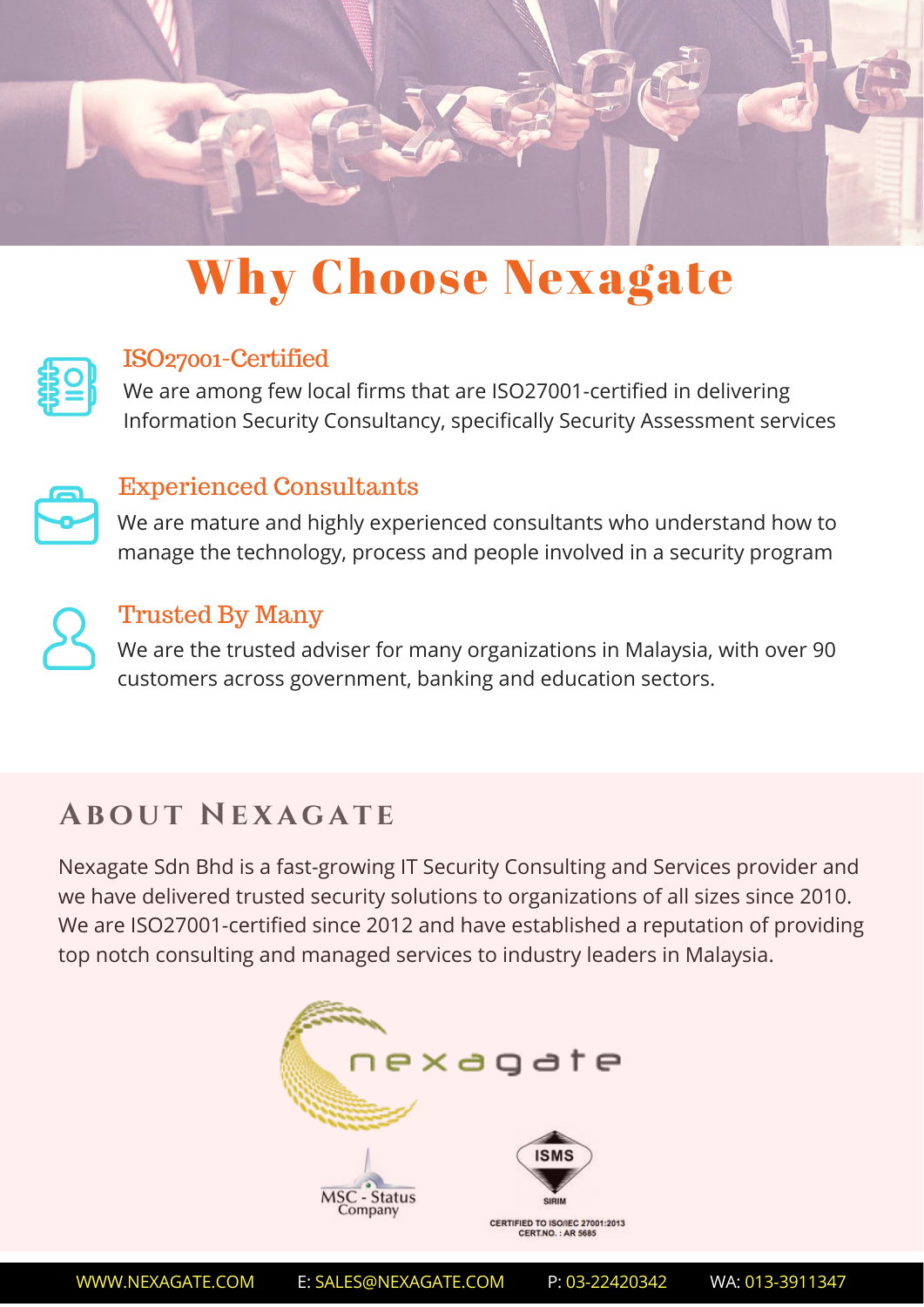# Why Choose Nexagate

### ISO27001-Certified

We are among few local firms that are ISO27001-certified in delivering Information Security Consultancy, specifically Security Assessment services

### Experienced Consultants

We are mature and highly experienced consultants who understand how to manage the technology, process and people involved in a security program

### Trusted By Many

We are the trusted adviser for many organizations in Malaysia, with over 90 customers across government, banking and education sectors.

## About Nexagate

Nexagate Sdn Bhd is a fast-growing IT Security Consulting and Services provider and we have delivered trusted security solutions to organizations of all sizes since 2010. We are ISO27001-certified since 2012 and have established a reputation of providing top notch consulting and managed services to industry leaders in Malaysia.

nexagate

MSC - Status Company

ISMS
SIRIM
CERTIFIED TO ISO/IEC 27001:2013
CERT.NO. : AR 5685

WWW.NEXAGATE.COM E: SALES@NEXAGATE.COM P: 03-22420342 WA: 013-3911347